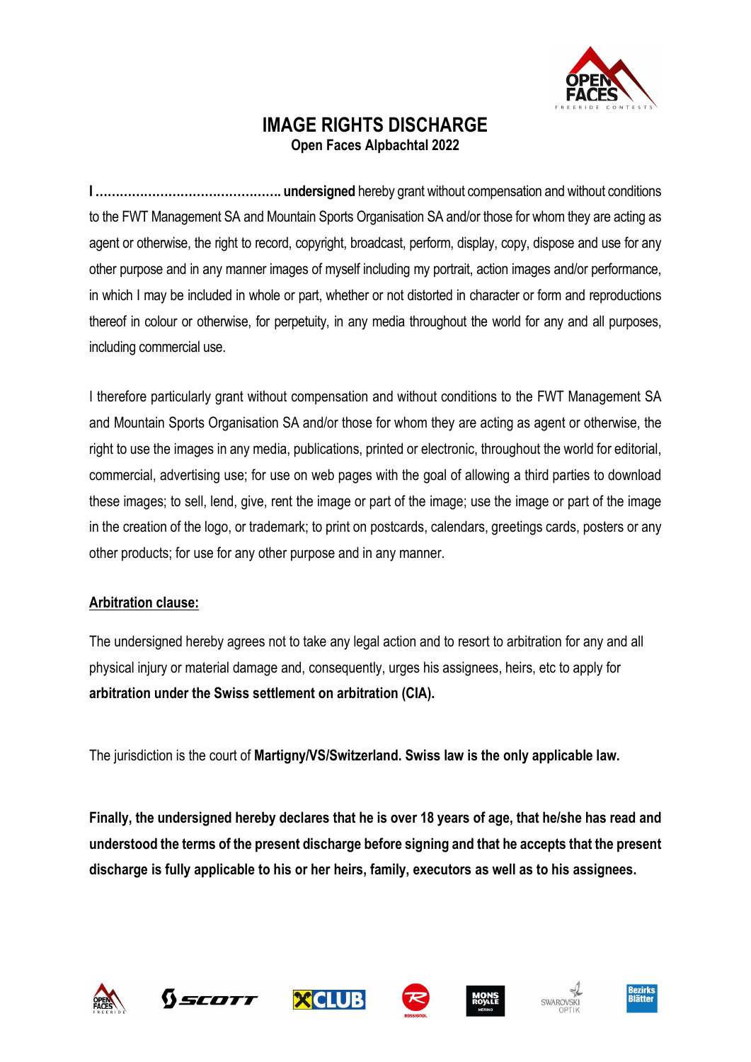# IMAGE RIGHTS DISCHARGE

**Open Faces Alpbachtal 2022**

**I ………………………………………. undersigned** hereby grant without compensation and without conditions to the FWT Management SA and Mountain Sports Organisation SA and/or those for whom they are acting as agent or otherwise, the right to record, copyright, broadcast, perform, display, copy, dispose and use for any other purpose and in any manner images of myself including my portrait, action images and/or performance, in which I may be included in whole or part, whether or not distorted in character or form and reproductions thereof in colour or otherwise, for perpetuity, in any media throughout the world for any and all purposes, including commercial use.

I therefore particularly grant without compensation and without conditions to the FWT Management SA and Mountain Sports Organisation SA and/or those for whom they are acting as agent or otherwise, the right to use the images in any media, publications, printed or electronic, throughout the world for editorial, commercial, advertising use; for use on web pages with the goal of allowing a third parties to download these images; to sell, lend, give, rent the image or part of the image; use the image or part of the image in the creation of the logo, or trademark; to print on postcards, calendars, greetings cards, posters or any other products; for use for any other purpose and in any manner.

**Arbitration clause:**

The undersigned hereby agrees not to take any legal action and to resort to arbitration for any and all physical injury or material damage and, consequently, urges his assignees, heirs, etc to apply for **arbitration under the Swiss settlement on arbitration (CIA).**

The jurisdiction is the court of **Martigny/VS/Switzerland. Swiss law is the only applicable law.**

**Finally, the undersigned hereby declares that he is over 18 years of age, that he/she has read and understood the terms of the present discharge before signing and that he accepts that the present discharge is fully applicable to his or her heirs, family, executors as well as to his assignees.**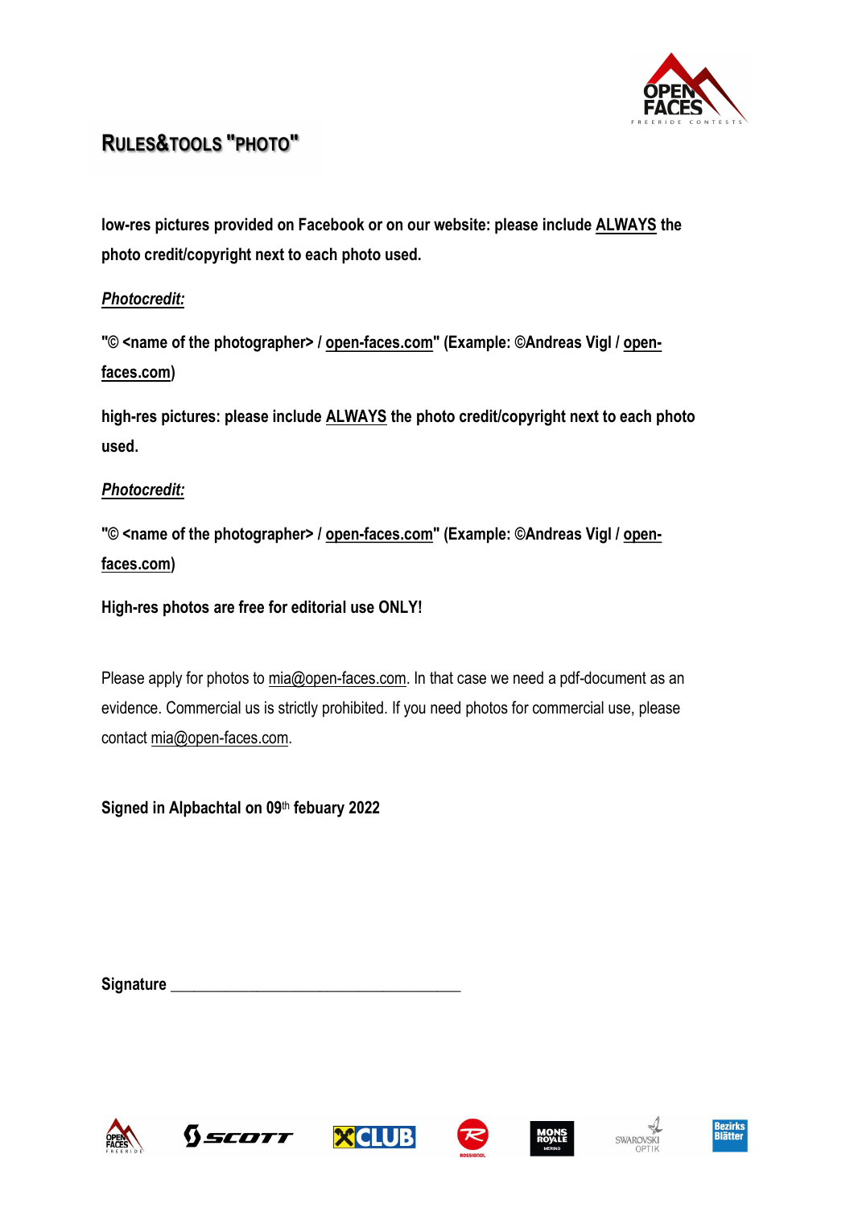## RULES&TOOLS "PHOTO"

**low-res pictures provided on Facebook or on our website: please include ALWAYS the photo credit/copyright next to each photo used.**

***Photocredit:***

**"© <name of the photographer> / open-faces.com" (Example: ©Andreas Vigl / open-faces.com)**

**high-res pictures: please include ALWAYS the photo credit/copyright next to each photo used.**

***Photocredit:***

**"© <name of the photographer> / open-faces.com" (Example: ©Andreas Vigl / open-faces.com)**

**High-res photos are free for editorial use ONLY!**

Please apply for photos to mia@open-faces.com. In that case we need a pdf-document as an evidence. Commercial us is strictly prohibited. If you need photos for commercial use, please contact mia@open-faces.com.

**Signed in Alpbachtal on 09th febuary 2022**

**Signature** ________________________________________